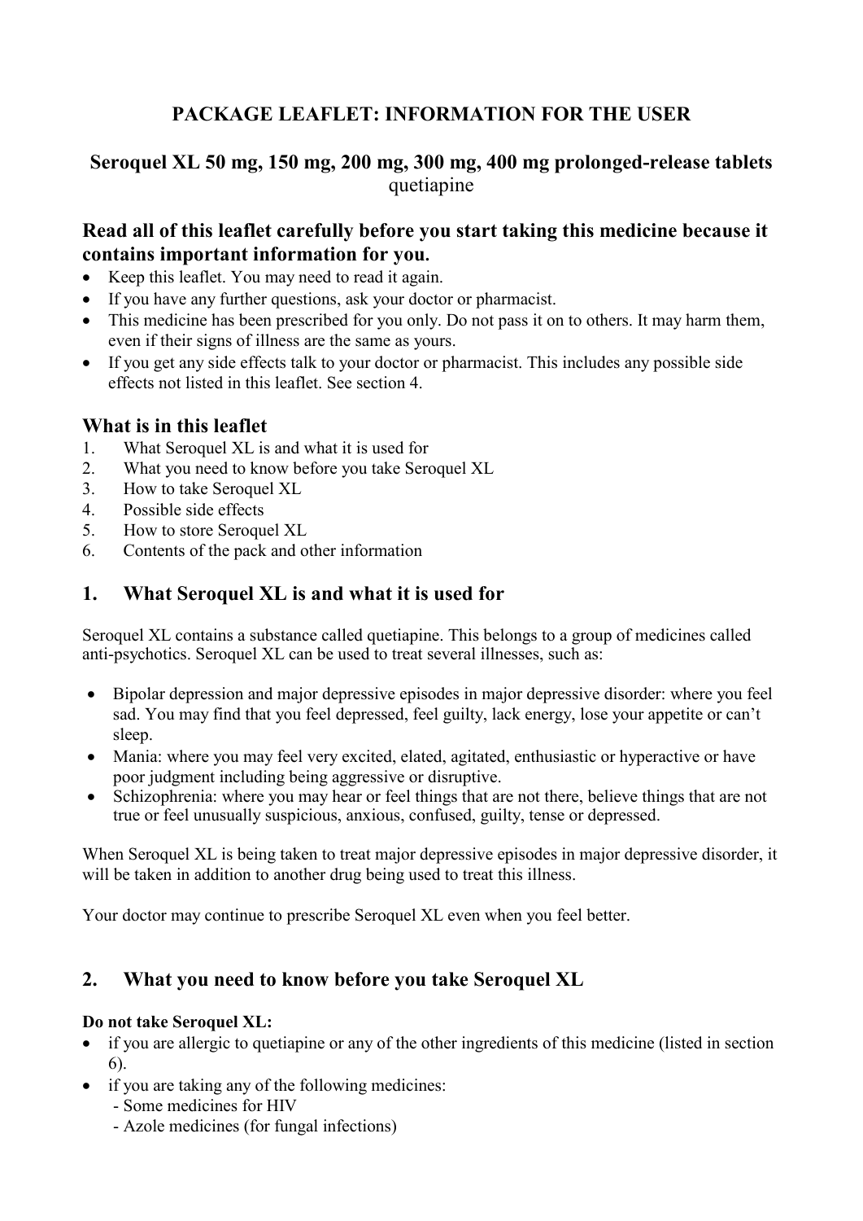# PACKAGE LEAFLET: INFORMATION FOR THE USER

## Seroquel XL 50 mg, 150 mg, 200 mg, 300 mg, 400 mg prolonged-release tablets
quetiapine

### Read all of this leaflet carefully before you start taking this medicine because it contains important information for you.

- Keep this leaflet. You may need to read it again.
- If you have any further questions, ask your doctor or pharmacist.
- This medicine has been prescribed for you only. Do not pass it on to others. It may harm them, even if their signs of illness are the same as yours.
- If you get any side effects talk to your doctor or pharmacist. This includes any possible side effects not listed in this leaflet. See section 4.

### What is in this leaflet

1. What Seroquel XL is and what it is used for
2. What you need to know before you take Seroquel XL
3. How to take Seroquel XL
4. Possible side effects
5. How to store Seroquel XL
6. Contents of the pack and other information

## 1. What Seroquel XL is and what it is used for

Seroquel XL contains a substance called quetiapine. This belongs to a group of medicines called anti-psychotics. Seroquel XL can be used to treat several illnesses, such as:

- Bipolar depression and major depressive episodes in major depressive disorder: where you feel sad. You may find that you feel depressed, feel guilty, lack energy, lose your appetite or can't sleep.
- Mania: where you may feel very excited, elated, agitated, enthusiastic or hyperactive or have poor judgment including being aggressive or disruptive.
- Schizophrenia: where you may hear or feel things that are not there, believe things that are not true or feel unusually suspicious, anxious, confused, guilty, tense or depressed.

When Seroquel XL is being taken to treat major depressive episodes in major depressive disorder, it will be taken in addition to another drug being used to treat this illness.

Your doctor may continue to prescribe Seroquel XL even when you feel better.

## 2. What you need to know before you take Seroquel XL

**Do not take Seroquel XL:**

- if you are allergic to quetiapine or any of the other ingredients of this medicine (listed in section 6).
- if you are taking any of the following medicines:
  - Some medicines for HIV
  - Azole medicines (for fungal infections)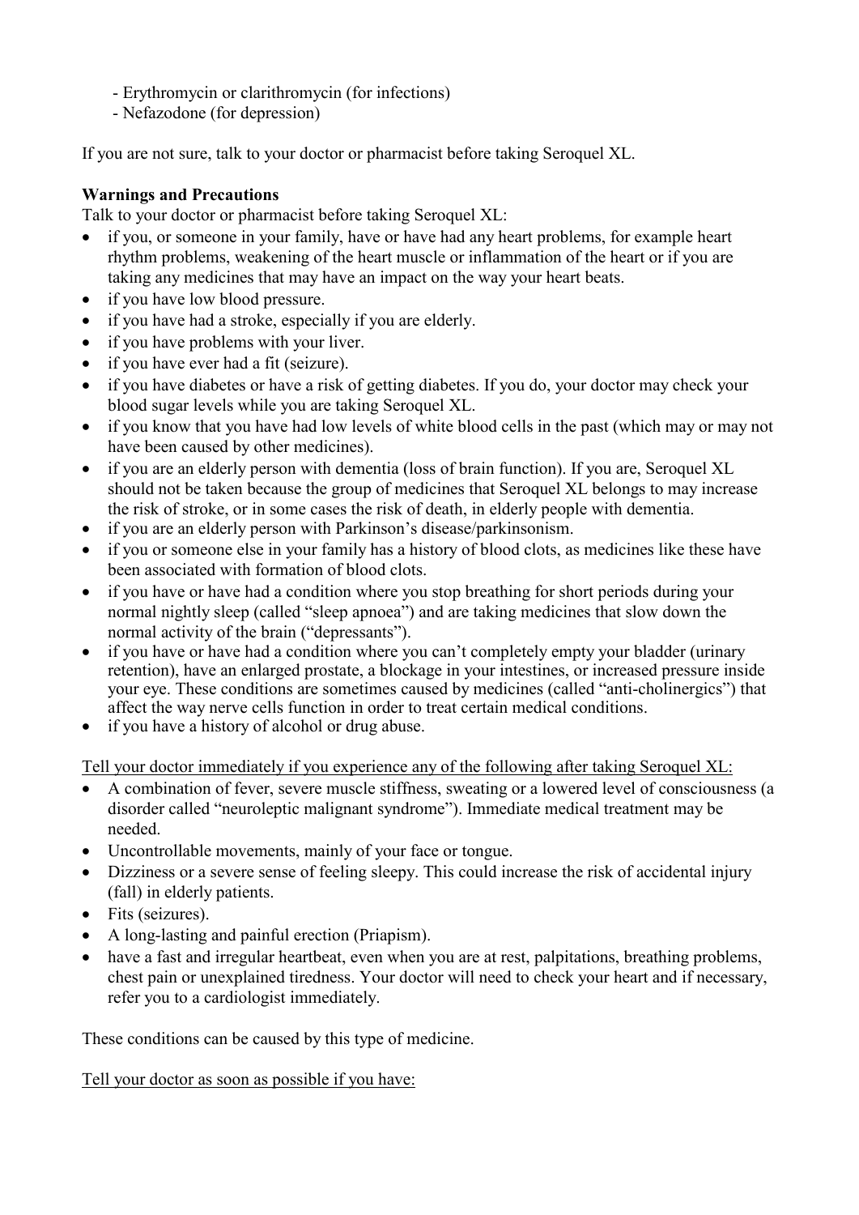- Erythromycin or clarithromycin (for infections)
- Nefazodone (for depression)

If you are not sure, talk to your doctor or pharmacist before taking Seroquel XL.

**Warnings and Precautions**

Talk to your doctor or pharmacist before taking Seroquel XL:

- if you, or someone in your family, have or have had any heart problems, for example heart rhythm problems, weakening of the heart muscle or inflammation of the heart or if you are taking any medicines that may have an impact on the way your heart beats.
- if you have low blood pressure.
- if you have had a stroke, especially if you are elderly.
- if you have problems with your liver.
- if you have ever had a fit (seizure).
- if you have diabetes or have a risk of getting diabetes. If you do, your doctor may check your blood sugar levels while you are taking Seroquel XL.
- if you know that you have had low levels of white blood cells in the past (which may or may not have been caused by other medicines).
- if you are an elderly person with dementia (loss of brain function). If you are, Seroquel XL should not be taken because the group of medicines that Seroquel XL belongs to may increase the risk of stroke, or in some cases the risk of death, in elderly people with dementia.
- if you are an elderly person with Parkinson's disease/parkinsonism.
- if you or someone else in your family has a history of blood clots, as medicines like these have been associated with formation of blood clots.
- if you have or have had a condition where you stop breathing for short periods during your normal nightly sleep (called "sleep apnoea") and are taking medicines that slow down the normal activity of the brain ("depressants").
- if you have or have had a condition where you can't completely empty your bladder (urinary retention), have an enlarged prostate, a blockage in your intestines, or increased pressure inside your eye. These conditions are sometimes caused by medicines (called "anti-cholinergics") that affect the way nerve cells function in order to treat certain medical conditions.
- if you have a history of alcohol or drug abuse.

Tell your doctor immediately if you experience any of the following after taking Seroquel XL:

- A combination of fever, severe muscle stiffness, sweating or a lowered level of consciousness (a disorder called "neuroleptic malignant syndrome"). Immediate medical treatment may be needed.
- Uncontrollable movements, mainly of your face or tongue.
- Dizziness or a severe sense of feeling sleepy. This could increase the risk of accidental injury (fall) in elderly patients.
- Fits (seizures).
- A long-lasting and painful erection (Priapism).
- have a fast and irregular heartbeat, even when you are at rest, palpitations, breathing problems, chest pain or unexplained tiredness. Your doctor will need to check your heart and if necessary, refer you to a cardiologist immediately.

These conditions can be caused by this type of medicine.

Tell your doctor as soon as possible if you have: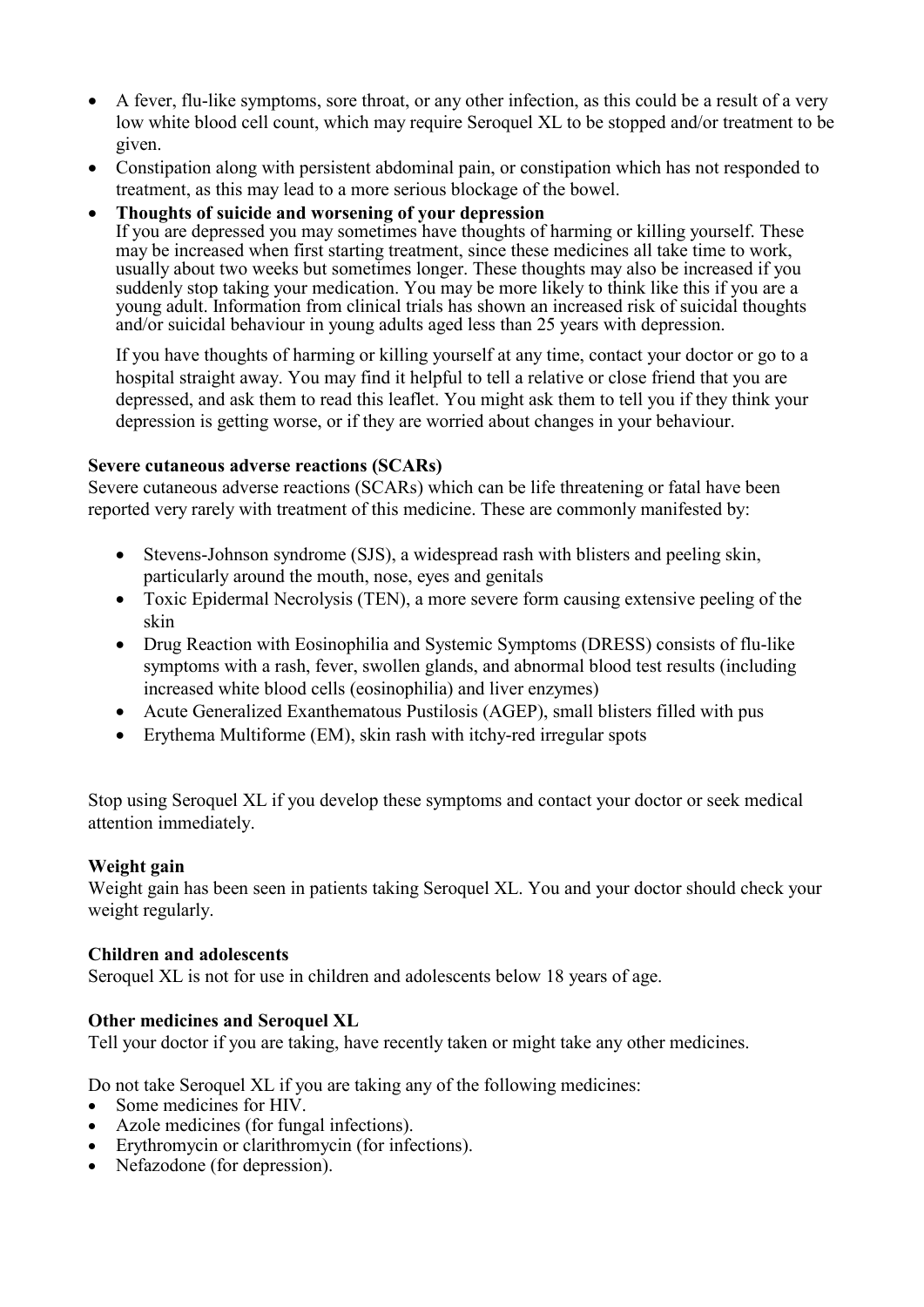- A fever, flu-like symptoms, sore throat, or any other infection, as this could be a result of a very low white blood cell count, which may require Seroquel XL to be stopped and/or treatment to be given.
- Constipation along with persistent abdominal pain, or constipation which has not responded to treatment, as this may lead to a more serious blockage of the bowel.
- **Thoughts of suicide and worsening of your depression**
  If you are depressed you may sometimes have thoughts of harming or killing yourself. These may be increased when first starting treatment, since these medicines all take time to work, usually about two weeks but sometimes longer. These thoughts may also be increased if you suddenly stop taking your medication. You may be more likely to think like this if you are a young adult. Information from clinical trials has shown an increased risk of suicidal thoughts and/or suicidal behaviour in young adults aged less than 25 years with depression.

  If you have thoughts of harming or killing yourself at any time, contact your doctor or go to a hospital straight away. You may find it helpful to tell a relative or close friend that you are depressed, and ask them to read this leaflet. You might ask them to tell you if they think your depression is getting worse, or if they are worried about changes in your behaviour.

**Severe cutaneous adverse reactions (SCARs)**
Severe cutaneous adverse reactions (SCARs) which can be life threatening or fatal have been reported very rarely with treatment of this medicine. These are commonly manifested by:

- Stevens-Johnson syndrome (SJS), a widespread rash with blisters and peeling skin, particularly around the mouth, nose, eyes and genitals
- Toxic Epidermal Necrolysis (TEN), a more severe form causing extensive peeling of the skin
- Drug Reaction with Eosinophilia and Systemic Symptoms (DRESS) consists of flu-like symptoms with a rash, fever, swollen glands, and abnormal blood test results (including increased white blood cells (eosinophilia) and liver enzymes)
- Acute Generalized Exanthematous Pustilosis (AGEP), small blisters filled with pus
- Erythema Multiforme (EM), skin rash with itchy-red irregular spots

Stop using Seroquel XL if you develop these symptoms and contact your doctor or seek medical attention immediately.

**Weight gain**
Weight gain has been seen in patients taking Seroquel XL. You and your doctor should check your weight regularly.

**Children and adolescents**
Seroquel XL is not for use in children and adolescents below 18 years of age.

**Other medicines and Seroquel XL**
Tell your doctor if you are taking, have recently taken or might take any other medicines.

Do not take Seroquel XL if you are taking any of the following medicines:
- Some medicines for HIV.
- Azole medicines (for fungal infections).
- Erythromycin or clarithromycin (for infections).
- Nefazodone (for depression).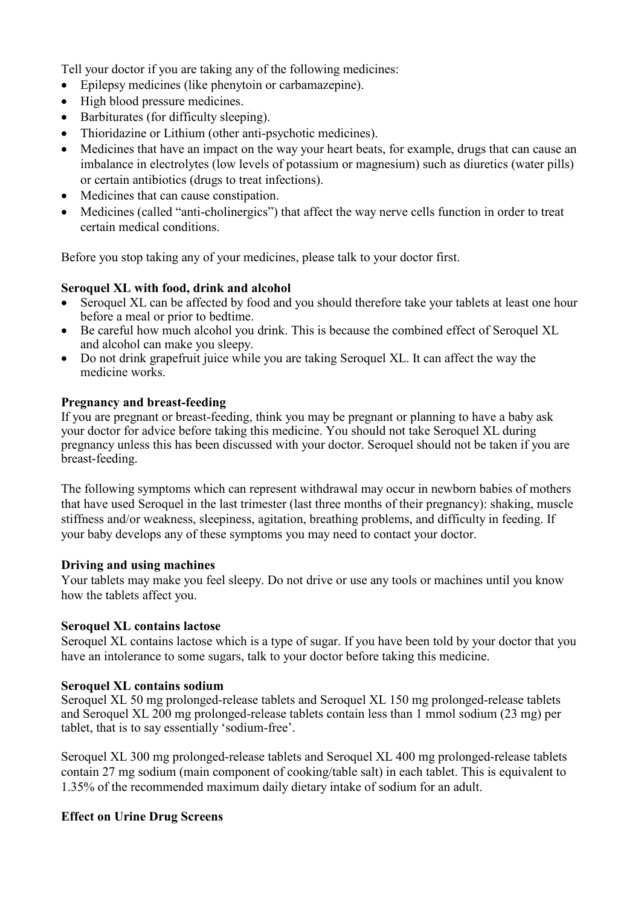Tell your doctor if you are taking any of the following medicines:

- Epilepsy medicines (like phenytoin or carbamazepine).
- High blood pressure medicines.
- Barbiturates (for difficulty sleeping).
- Thioridazine or Lithium (other anti-psychotic medicines).
- Medicines that have an impact on the way your heart beats, for example, drugs that can cause an imbalance in electrolytes (low levels of potassium or magnesium) such as diuretics (water pills) or certain antibiotics (drugs to treat infections).
- Medicines that can cause constipation.
- Medicines (called "anti-cholinergics") that affect the way nerve cells function in order to treat certain medical conditions.

Before you stop taking any of your medicines, please talk to your doctor first.

**Seroquel XL with food, drink and alcohol**

- Seroquel XL can be affected by food and you should therefore take your tablets at least one hour before a meal or prior to bedtime.
- Be careful how much alcohol you drink. This is because the combined effect of Seroquel XL and alcohol can make you sleepy.
- Do not drink grapefruit juice while you are taking Seroquel XL. It can affect the way the medicine works.

**Pregnancy and breast-feeding**

If you are pregnant or breast-feeding, think you may be pregnant or planning to have a baby ask your doctor for advice before taking this medicine. You should not take Seroquel XL during pregnancy unless this has been discussed with your doctor. Seroquel should not be taken if you are breast-feeding.

The following symptoms which can represent withdrawal may occur in newborn babies of mothers that have used Seroquel in the last trimester (last three months of their pregnancy): shaking, muscle stiffness and/or weakness, sleepiness, agitation, breathing problems, and difficulty in feeding. If your baby develops any of these symptoms you may need to contact your doctor.

**Driving and using machines**

Your tablets may make you feel sleepy. Do not drive or use any tools or machines until you know how the tablets affect you.

**Seroquel XL contains lactose**

Seroquel XL contains lactose which is a type of sugar. If you have been told by your doctor that you have an intolerance to some sugars, talk to your doctor before taking this medicine.

**Seroquel XL contains sodium**

Seroquel XL 50 mg prolonged-release tablets and Seroquel XL 150 mg prolonged-release tablets and Seroquel XL 200 mg prolonged-release tablets contain less than 1 mmol sodium (23 mg) per tablet, that is to say essentially 'sodium-free'.

Seroquel XL 300 mg prolonged-release tablets and Seroquel XL 400 mg prolonged-release tablets contain 27 mg sodium (main component of cooking/table salt) in each tablet. This is equivalent to 1.35% of the recommended maximum daily dietary intake of sodium for an adult.

**Effect on Urine Drug Screens**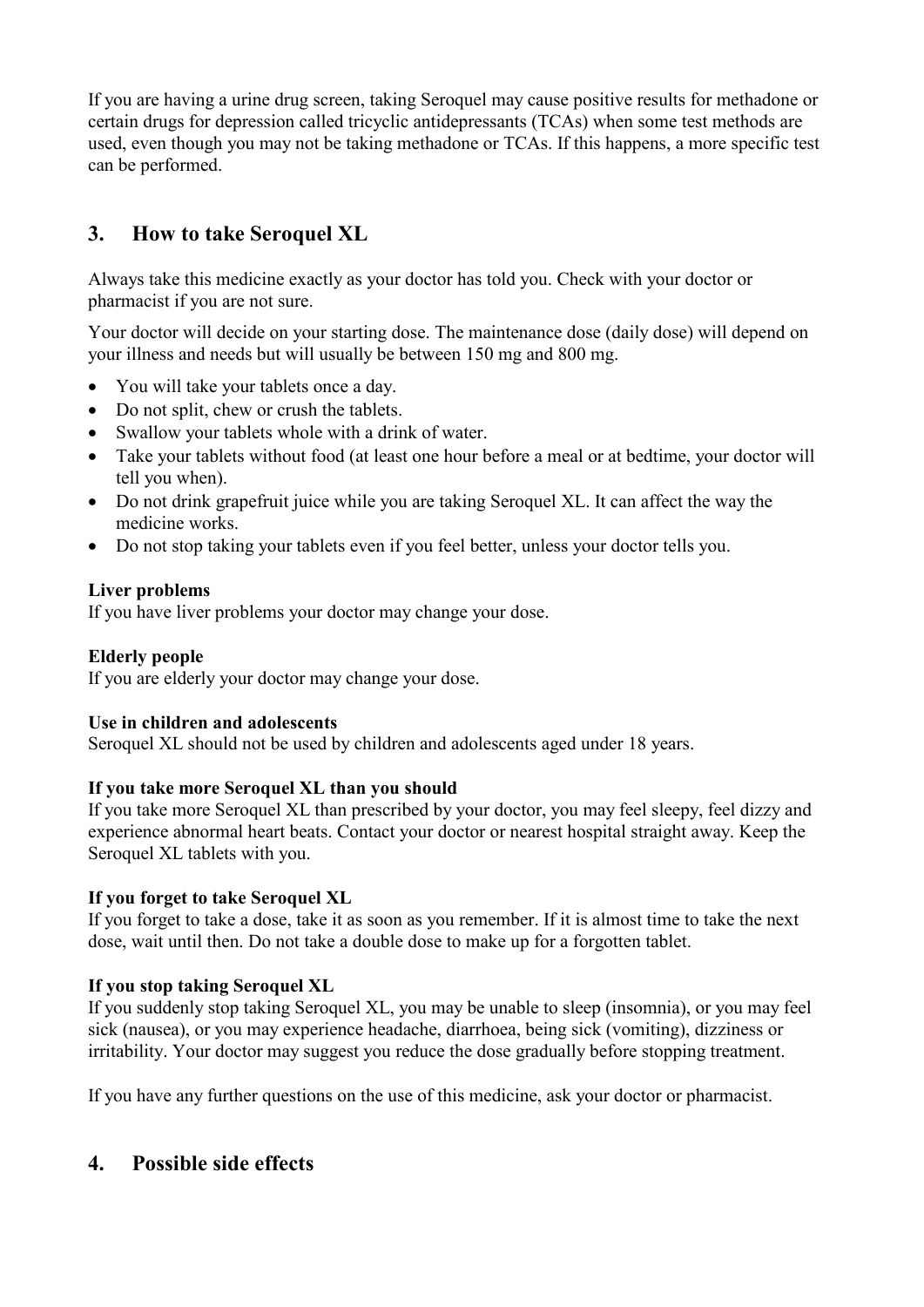If you are having a urine drug screen, taking Seroquel may cause positive results for methadone or certain drugs for depression called tricyclic antidepressants (TCAs) when some test methods are used, even though you may not be taking methadone or TCAs. If this happens, a more specific test can be performed.

## 3. How to take Seroquel XL

Always take this medicine exactly as your doctor has told you. Check with your doctor or pharmacist if you are not sure.

Your doctor will decide on your starting dose. The maintenance dose (daily dose) will depend on your illness and needs but will usually be between 150 mg and 800 mg.

- You will take your tablets once a day.
- Do not split, chew or crush the tablets.
- Swallow your tablets whole with a drink of water.
- Take your tablets without food (at least one hour before a meal or at bedtime, your doctor will tell you when).
- Do not drink grapefruit juice while you are taking Seroquel XL. It can affect the way the medicine works.
- Do not stop taking your tablets even if you feel better, unless your doctor tells you.

**Liver problems**
If you have liver problems your doctor may change your dose.

**Elderly people**
If you are elderly your doctor may change your dose.

**Use in children and adolescents**
Seroquel XL should not be used by children and adolescents aged under 18 years.

**If you take more Seroquel XL than you should**
If you take more Seroquel XL than prescribed by your doctor, you may feel sleepy, feel dizzy and experience abnormal heart beats. Contact your doctor or nearest hospital straight away. Keep the Seroquel XL tablets with you.

**If you forget to take Seroquel XL**
If you forget to take a dose, take it as soon as you remember. If it is almost time to take the next dose, wait until then. Do not take a double dose to make up for a forgotten tablet.

**If you stop taking Seroquel XL**
If you suddenly stop taking Seroquel XL, you may be unable to sleep (insomnia), or you may feel sick (nausea), or you may experience headache, diarrhoea, being sick (vomiting), dizziness or irritability. Your doctor may suggest you reduce the dose gradually before stopping treatment.

If you have any further questions on the use of this medicine, ask your doctor or pharmacist.

## 4. Possible side effects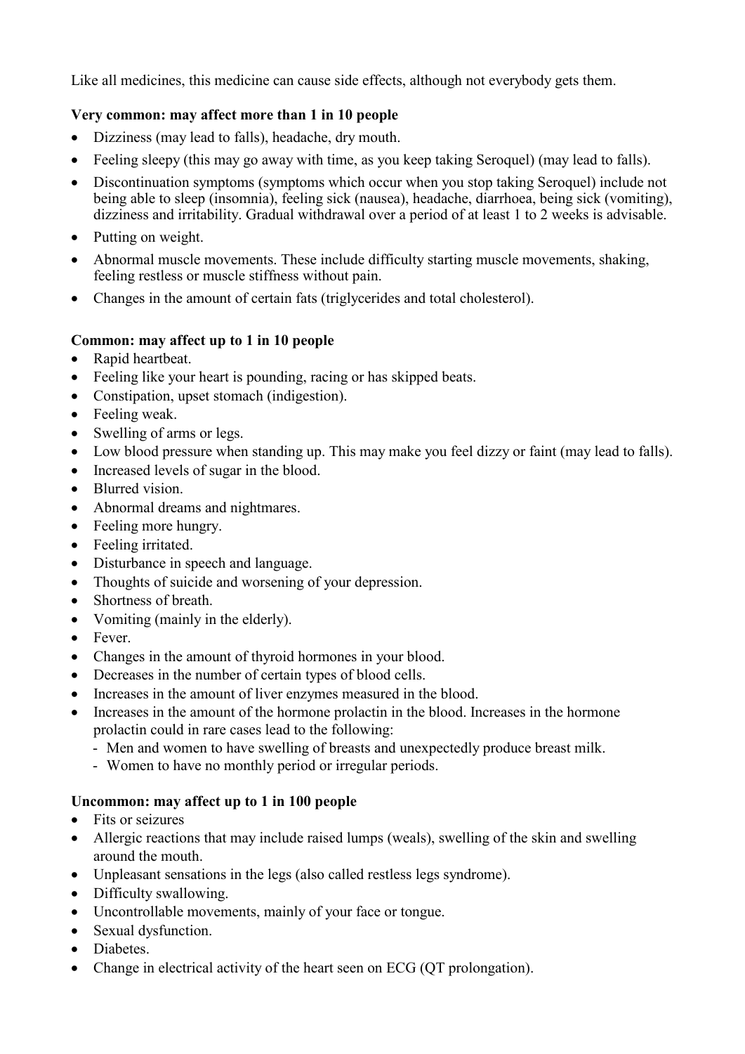Like all medicines, this medicine can cause side effects, although not everybody gets them.

**Very common: may affect more than 1 in 10 people**

- Dizziness (may lead to falls), headache, dry mouth.
- Feeling sleepy (this may go away with time, as you keep taking Seroquel) (may lead to falls).
- Discontinuation symptoms (symptoms which occur when you stop taking Seroquel) include not being able to sleep (insomnia), feeling sick (nausea), headache, diarrhoea, being sick (vomiting), dizziness and irritability. Gradual withdrawal over a period of at least 1 to 2 weeks is advisable.
- Putting on weight.
- Abnormal muscle movements. These include difficulty starting muscle movements, shaking, feeling restless or muscle stiffness without pain.
- Changes in the amount of certain fats (triglycerides and total cholesterol).

**Common: may affect up to 1 in 10 people**

- Rapid heartbeat.
- Feeling like your heart is pounding, racing or has skipped beats.
- Constipation, upset stomach (indigestion).
- Feeling weak.
- Swelling of arms or legs.
- Low blood pressure when standing up. This may make you feel dizzy or faint (may lead to falls).
- Increased levels of sugar in the blood.
- Blurred vision.
- Abnormal dreams and nightmares.
- Feeling more hungry.
- Feeling irritated.
- Disturbance in speech and language.
- Thoughts of suicide and worsening of your depression.
- Shortness of breath.
- Vomiting (mainly in the elderly).
- Fever.
- Changes in the amount of thyroid hormones in your blood.
- Decreases in the number of certain types of blood cells.
- Increases in the amount of liver enzymes measured in the blood.
- Increases in the amount of the hormone prolactin in the blood. Increases in the hormone prolactin could in rare cases lead to the following:
  - Men and women to have swelling of breasts and unexpectedly produce breast milk.
  - Women to have no monthly period or irregular periods.

**Uncommon: may affect up to 1 in 100 people**

- Fits or seizures
- Allergic reactions that may include raised lumps (weals), swelling of the skin and swelling around the mouth.
- Unpleasant sensations in the legs (also called restless legs syndrome).
- Difficulty swallowing.
- Uncontrollable movements, mainly of your face or tongue.
- Sexual dysfunction.
- Diabetes.
- Change in electrical activity of the heart seen on ECG (QT prolongation).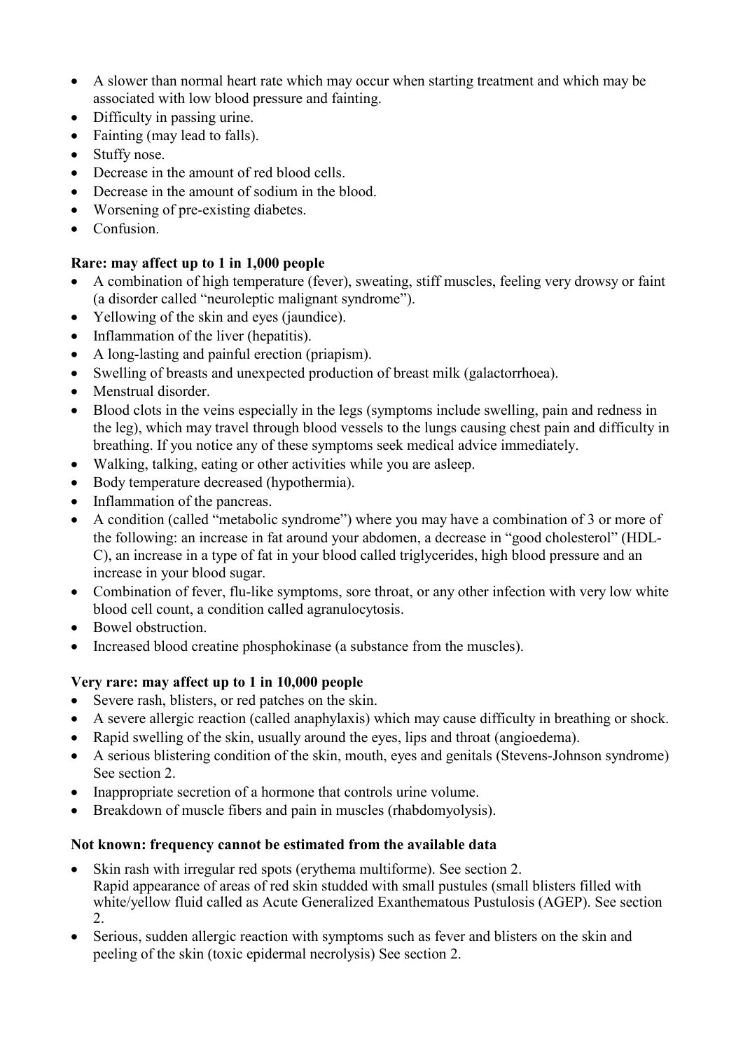- A slower than normal heart rate which may occur when starting treatment and which may be associated with low blood pressure and fainting.
- Difficulty in passing urine.
- Fainting (may lead to falls).
- Stuffy nose.
- Decrease in the amount of red blood cells.
- Decrease in the amount of sodium in the blood.
- Worsening of pre-existing diabetes.
- Confusion.

**Rare: may affect up to 1 in 1,000 people**

- A combination of high temperature (fever), sweating, stiff muscles, feeling very drowsy or faint (a disorder called "neuroleptic malignant syndrome").
- Yellowing of the skin and eyes (jaundice).
- Inflammation of the liver (hepatitis).
- A long-lasting and painful erection (priapism).
- Swelling of breasts and unexpected production of breast milk (galactorrhoea).
- Menstrual disorder.
- Blood clots in the veins especially in the legs (symptoms include swelling, pain and redness in the leg), which may travel through blood vessels to the lungs causing chest pain and difficulty in breathing. If you notice any of these symptoms seek medical advice immediately.
- Walking, talking, eating or other activities while you are asleep.
- Body temperature decreased (hypothermia).
- Inflammation of the pancreas.
- A condition (called "metabolic syndrome") where you may have a combination of 3 or more of the following: an increase in fat around your abdomen, a decrease in "good cholesterol" (HDL-C), an increase in a type of fat in your blood called triglycerides, high blood pressure and an increase in your blood sugar.
- Combination of fever, flu-like symptoms, sore throat, or any other infection with very low white blood cell count, a condition called agranulocytosis.
- Bowel obstruction.
- Increased blood creatine phosphokinase (a substance from the muscles).

**Very rare: may affect up to 1 in 10,000 people**

- Severe rash, blisters, or red patches on the skin.
- A severe allergic reaction (called anaphylaxis) which may cause difficulty in breathing or shock.
- Rapid swelling of the skin, usually around the eyes, lips and throat (angioedema).
- A serious blistering condition of the skin, mouth, eyes and genitals (Stevens-Johnson syndrome) See section 2.
- Inappropriate secretion of a hormone that controls urine volume.
- Breakdown of muscle fibers and pain in muscles (rhabdomyolysis).

**Not known: frequency cannot be estimated from the available data**

- Skin rash with irregular red spots (erythema multiforme). See section 2.
  Rapid appearance of areas of red skin studded with small pustules (small blisters filled with white/yellow fluid called as Acute Generalized Exanthematous Pustulosis (AGEP). See section 2.
- Serious, sudden allergic reaction with symptoms such as fever and blisters on the skin and peeling of the skin (toxic epidermal necrolysis) See section 2.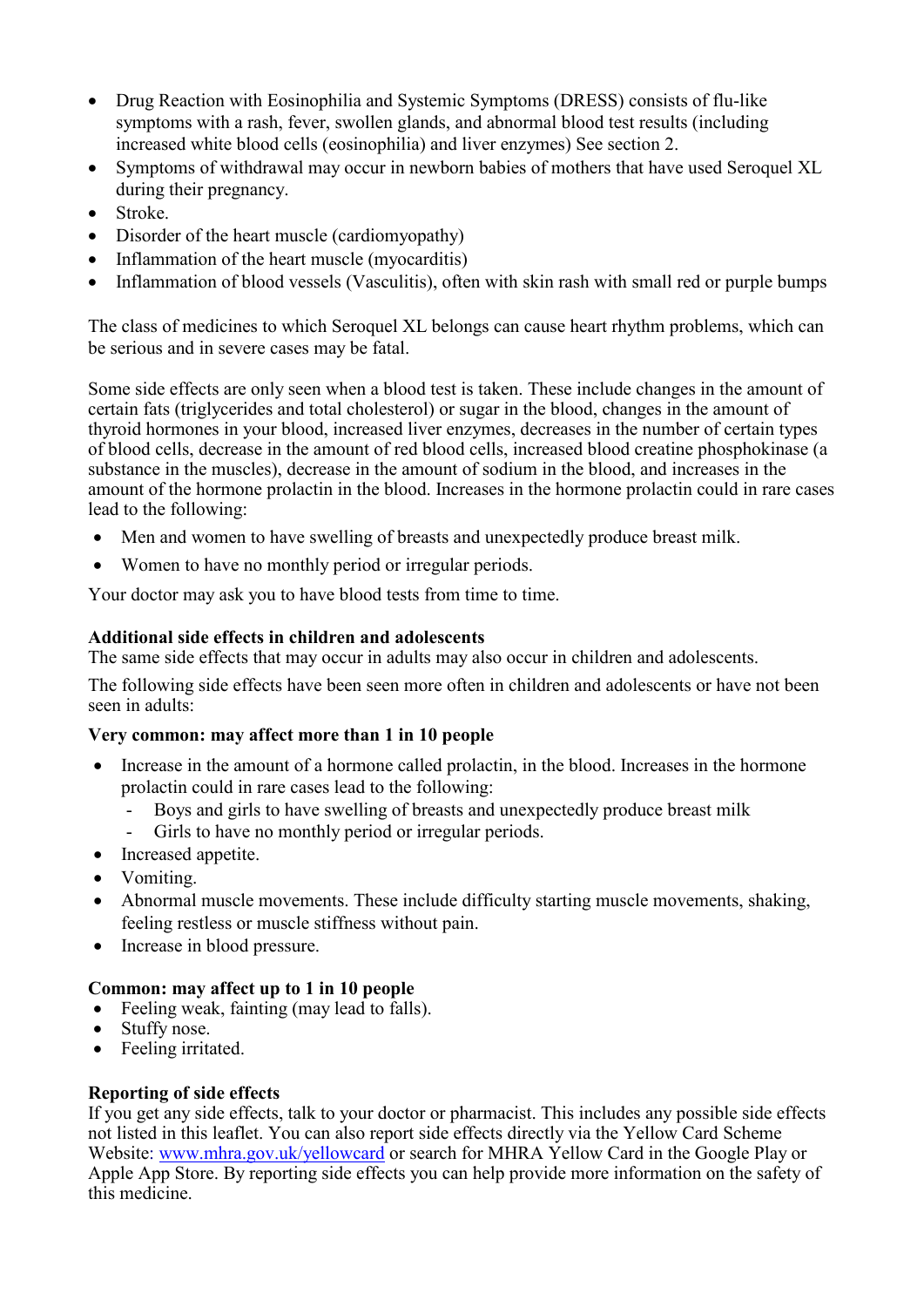- Drug Reaction with Eosinophilia and Systemic Symptoms (DRESS) consists of flu-like symptoms with a rash, fever, swollen glands, and abnormal blood test results (including increased white blood cells (eosinophilia) and liver enzymes) See section 2.
- Symptoms of withdrawal may occur in newborn babies of mothers that have used Seroquel XL during their pregnancy.
- Stroke.
- Disorder of the heart muscle (cardiomyopathy)
- Inflammation of the heart muscle (myocarditis)
- Inflammation of blood vessels (Vasculitis), often with skin rash with small red or purple bumps

The class of medicines to which Seroquel XL belongs can cause heart rhythm problems, which can be serious and in severe cases may be fatal.

Some side effects are only seen when a blood test is taken. These include changes in the amount of certain fats (triglycerides and total cholesterol) or sugar in the blood, changes in the amount of thyroid hormones in your blood, increased liver enzymes, decreases in the number of certain types of blood cells, decrease in the amount of red blood cells, increased blood creatine phosphokinase (a substance in the muscles), decrease in the amount of sodium in the blood, and increases in the amount of the hormone prolactin in the blood. Increases in the hormone prolactin could in rare cases lead to the following:

- Men and women to have swelling of breasts and unexpectedly produce breast milk.
- Women to have no monthly period or irregular periods.

Your doctor may ask you to have blood tests from time to time.

**Additional side effects in children and adolescents**
The same side effects that may occur in adults may also occur in children and adolescents.

The following side effects have been seen more often in children and adolescents or have not been seen in adults:

**Very common: may affect more than 1 in 10 people**

- Increase in the amount of a hormone called prolactin, in the blood. Increases in the hormone prolactin could in rare cases lead to the following:
  - Boys and girls to have swelling of breasts and unexpectedly produce breast milk
  - Girls to have no monthly period or irregular periods.
- Increased appetite.
- Vomiting.
- Abnormal muscle movements. These include difficulty starting muscle movements, shaking, feeling restless or muscle stiffness without pain.
- Increase in blood pressure.

**Common: may affect up to 1 in 10 people**

- Feeling weak, fainting (may lead to falls).
- Stuffy nose.
- Feeling irritated.

**Reporting of side effects**
If you get any side effects, talk to your doctor or pharmacist. This includes any possible side effects not listed in this leaflet. You can also report side effects directly via the Yellow Card Scheme Website: [www.mhra.gov.uk/yellowcard](http://www.mhra.gov.uk/yellowcard) or search for MHRA Yellow Card in the Google Play or Apple App Store. By reporting side effects you can help provide more information on the safety of this medicine.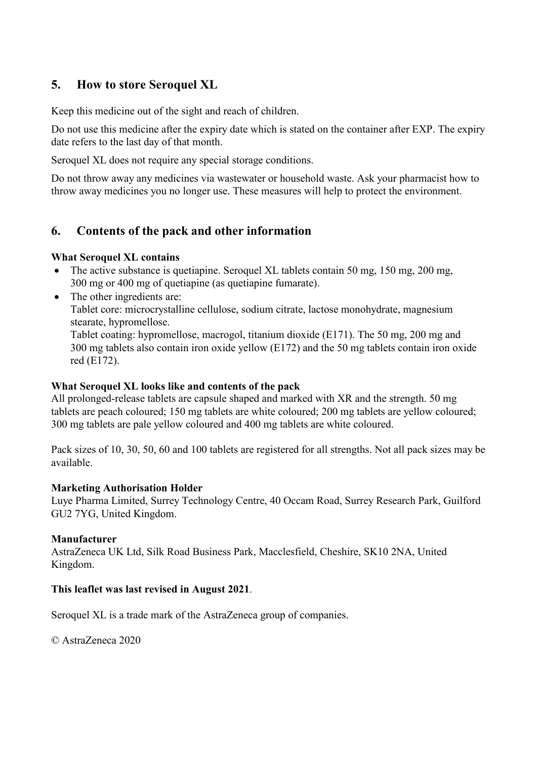## 5. How to store Seroquel XL

Keep this medicine out of the sight and reach of children.

Do not use this medicine after the expiry date which is stated on the container after EXP. The expiry date refers to the last day of that month.

Seroquel XL does not require any special storage conditions.

Do not throw away any medicines via wastewater or household waste. Ask your pharmacist how to throw away medicines you no longer use. These measures will help to protect the environment.

## 6. Contents of the pack and other information

**What Seroquel XL contains**

- The active substance is quetiapine. Seroquel XL tablets contain 50 mg, 150 mg, 200 mg, 300 mg or 400 mg of quetiapine (as quetiapine fumarate).
- The other ingredients are:
  Tablet core: microcrystalline cellulose, sodium citrate, lactose monohydrate, magnesium stearate, hypromellose.
  Tablet coating: hypromellose, macrogol, titanium dioxide (E171). The 50 mg, 200 mg and 300 mg tablets also contain iron oxide yellow (E172) and the 50 mg tablets contain iron oxide red (E172).

**What Seroquel XL looks like and contents of the pack**

All prolonged-release tablets are capsule shaped and marked with XR and the strength. 50 mg tablets are peach coloured; 150 mg tablets are white coloured; 200 mg tablets are yellow coloured; 300 mg tablets are pale yellow coloured and 400 mg tablets are white coloured.

Pack sizes of 10, 30, 50, 60 and 100 tablets are registered for all strengths. Not all pack sizes may be available.

**Marketing Authorisation Holder**

Luye Pharma Limited, Surrey Technology Centre, 40 Occam Road, Surrey Research Park, Guilford GU2 7YG, United Kingdom.

**Manufacturer**

AstraZeneca UK Ltd, Silk Road Business Park, Macclesfield, Cheshire, SK10 2NA, United Kingdom.

**This leaflet was last revised in August 2021**.

Seroquel XL is a trade mark of the AstraZeneca group of companies.

© AstraZeneca 2020